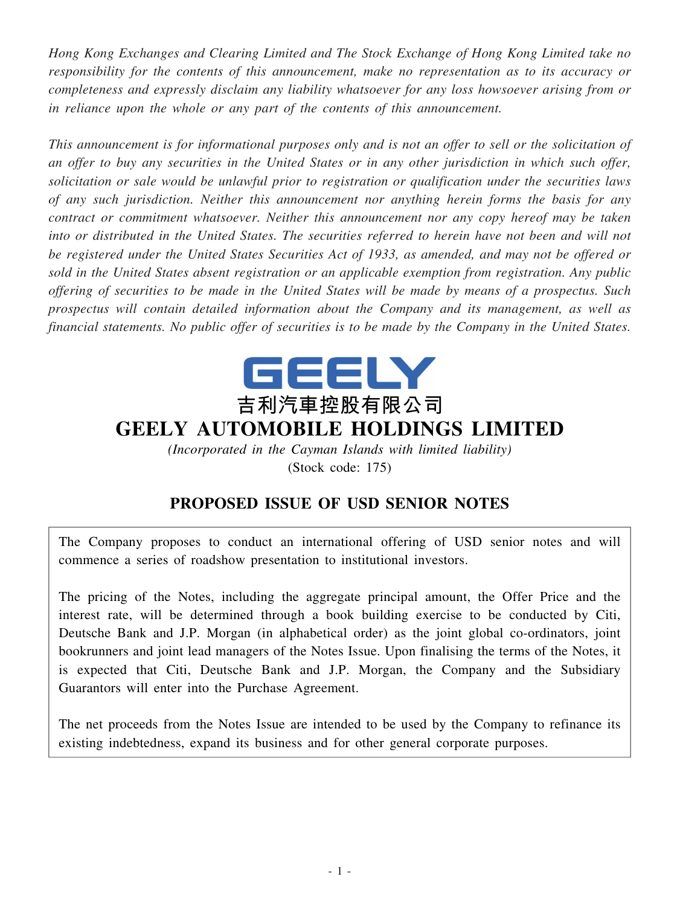*Hong Kong Exchanges and Clearing Limited and The Stock Exchange of Hong Kong Limited take no responsibility for the contents of this announcement, make no representation as to its accuracy or completeness and expressly disclaim any liability whatsoever for any loss howsoever arising from or in reliance upon the whole or any part of the contents of this announcement.*

*This announcement is for informational purposes only and is not an offer to sell or the solicitation of an offer to buy any securities in the United States or in any other jurisdiction in which such offer, solicitation or sale would be unlawful prior to registration or qualification under the securities laws of any such jurisdiction. Neither this announcement nor anything herein forms the basis for any contract or commitment whatsoever. Neither this announcement nor any copy hereof may be taken into or distributed in the United States. The securities referred to herein have not been and will not be registered under the United States Securities Act of 1933, as amended, and may not be offered or sold in the United States absent registration or an applicable exemption from registration. Any public offering of securities to be made in the United States will be made by means of a prospectus. Such prospectus will contain detailed information about the Company and its management, as well as financial statements. No public offer of securities is to be made by the Company in the United States.*

GEELY

吉利汽車控股有限公司

# GEELY AUTOMOBILE HOLDINGS LIMITED

*(Incorporated in the Cayman Islands with limited liability)*

(Stock code: 175)

## PROPOSED ISSUE OF USD SENIOR NOTES

The Company proposes to conduct an international offering of USD senior notes and will commence a series of roadshow presentation to institutional investors.

The pricing of the Notes, including the aggregate principal amount, the Offer Price and the interest rate, will be determined through a book building exercise to be conducted by Citi, Deutsche Bank and J.P. Morgan (in alphabetical order) as the joint global co-ordinators, joint bookrunners and joint lead managers of the Notes Issue. Upon finalising the terms of the Notes, it is expected that Citi, Deutsche Bank and J.P. Morgan, the Company and the Subsidiary Guarantors will enter into the Purchase Agreement.

The net proceeds from the Notes Issue are intended to be used by the Company to refinance its existing indebtedness, expand its business and for other general corporate purposes.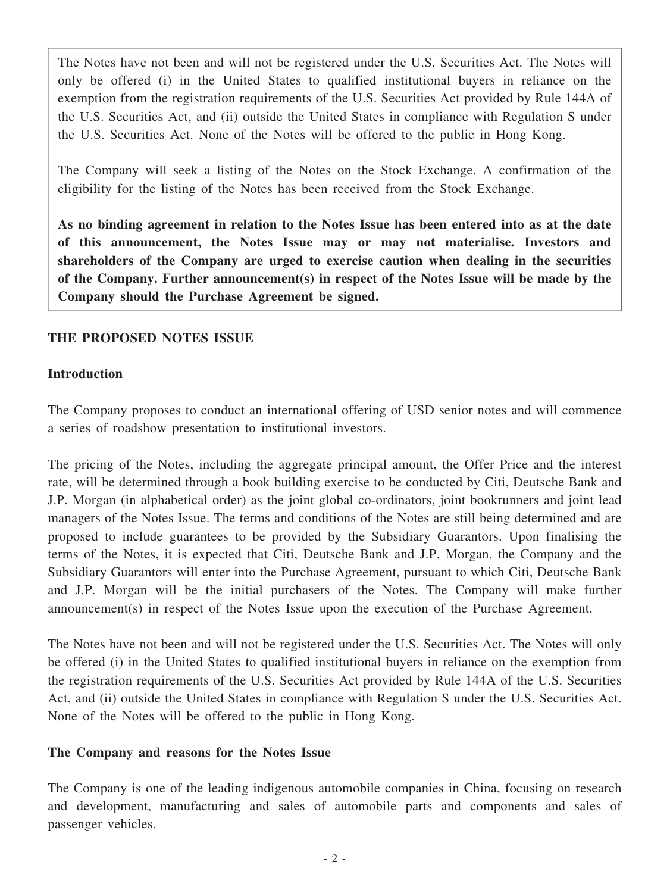The Notes have not been and will not be registered under the U.S. Securities Act. The Notes will only be offered (i) in the United States to qualified institutional buyers in reliance on the exemption from the registration requirements of the U.S. Securities Act provided by Rule 144A of the U.S. Securities Act, and (ii) outside the United States in compliance with Regulation S under the U.S. Securities Act. None of the Notes will be offered to the public in Hong Kong.

The Company will seek a listing of the Notes on the Stock Exchange. A confirmation of the eligibility for the listing of the Notes has been received from the Stock Exchange.

**As no binding agreement in relation to the Notes Issue has been entered into as at the date of this announcement, the Notes Issue may or may not materialise. Investors and shareholders of the Company are urged to exercise caution when dealing in the securities of the Company. Further announcement(s) in respect of the Notes Issue will be made by the Company should the Purchase Agreement be signed.**

## THE PROPOSED NOTES ISSUE

### Introduction

The Company proposes to conduct an international offering of USD senior notes and will commence a series of roadshow presentation to institutional investors.

The pricing of the Notes, including the aggregate principal amount, the Offer Price and the interest rate, will be determined through a book building exercise to be conducted by Citi, Deutsche Bank and J.P. Morgan (in alphabetical order) as the joint global co-ordinators, joint bookrunners and joint lead managers of the Notes Issue. The terms and conditions of the Notes are still being determined and are proposed to include guarantees to be provided by the Subsidiary Guarantors. Upon finalising the terms of the Notes, it is expected that Citi, Deutsche Bank and J.P. Morgan, the Company and the Subsidiary Guarantors will enter into the Purchase Agreement, pursuant to which Citi, Deutsche Bank and J.P. Morgan will be the initial purchasers of the Notes. The Company will make further announcement(s) in respect of the Notes Issue upon the execution of the Purchase Agreement.

The Notes have not been and will not be registered under the U.S. Securities Act. The Notes will only be offered (i) in the United States to qualified institutional buyers in reliance on the exemption from the registration requirements of the U.S. Securities Act provided by Rule 144A of the U.S. Securities Act, and (ii) outside the United States in compliance with Regulation S under the U.S. Securities Act. None of the Notes will be offered to the public in Hong Kong.

### The Company and reasons for the Notes Issue

The Company is one of the leading indigenous automobile companies in China, focusing on research and development, manufacturing and sales of automobile parts and components and sales of passenger vehicles.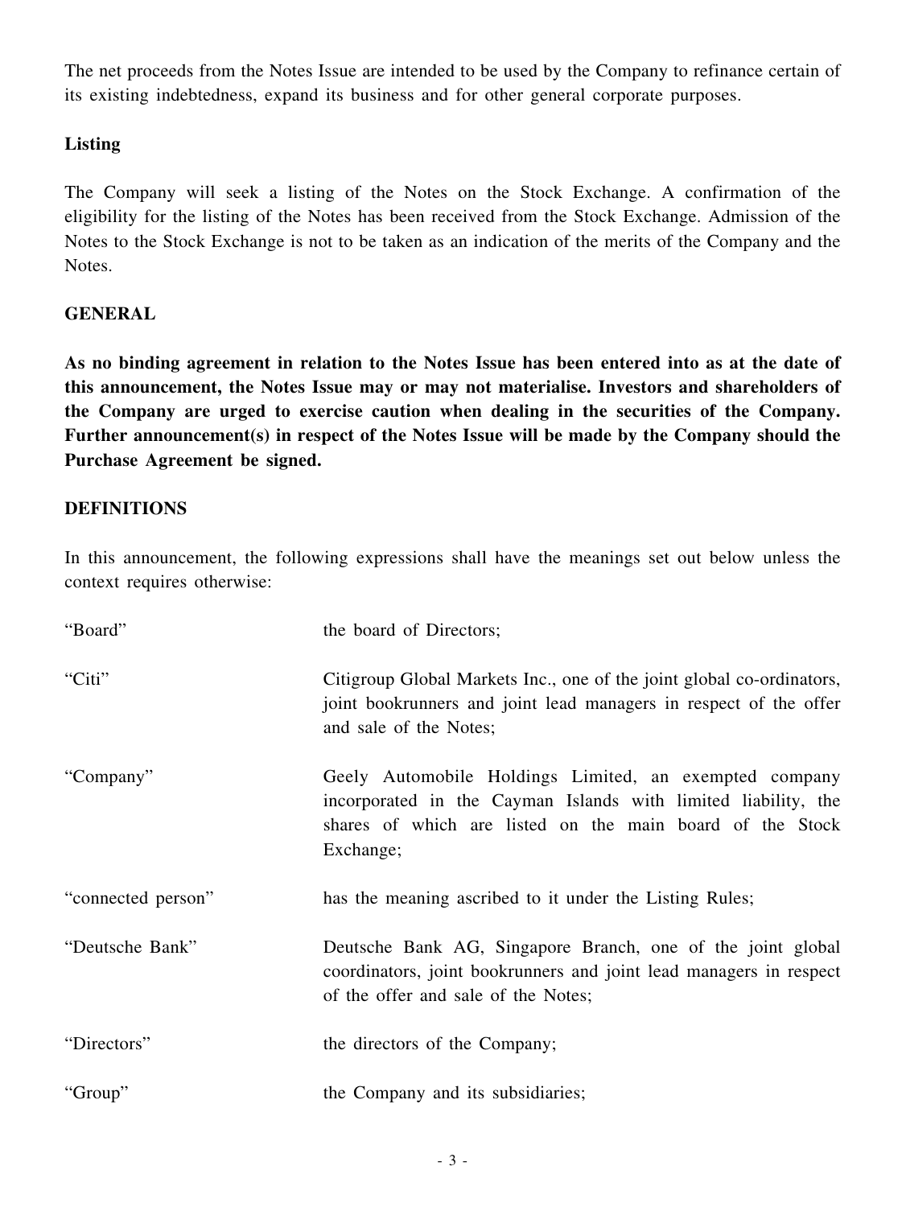The net proceeds from the Notes Issue are intended to be used by the Company to refinance certain of its existing indebtedness, expand its business and for other general corporate purposes.

**Listing**

The Company will seek a listing of the Notes on the Stock Exchange. A confirmation of the eligibility for the listing of the Notes has been received from the Stock Exchange. Admission of the Notes to the Stock Exchange is not to be taken as an indication of the merits of the Company and the Notes.

## GENERAL

**As no binding agreement in relation to the Notes Issue has been entered into as at the date of this announcement, the Notes Issue may or may not materialise. Investors and shareholders of the Company are urged to exercise caution when dealing in the securities of the Company. Further announcement(s) in respect of the Notes Issue will be made by the Company should the Purchase Agreement be signed.**

## DEFINITIONS

In this announcement, the following expressions shall have the meanings set out below unless the context requires otherwise:

| | |
|---|---|
| "Board" | the board of Directors; |
| "Citi" | Citigroup Global Markets Inc., one of the joint global co-ordinators, joint bookrunners and joint lead managers in respect of the offer and sale of the Notes; |
| "Company" | Geely Automobile Holdings Limited, an exempted company incorporated in the Cayman Islands with limited liability, the shares of which are listed on the main board of the Stock Exchange; |
| "connected person" | has the meaning ascribed to it under the Listing Rules; |
| "Deutsche Bank" | Deutsche Bank AG, Singapore Branch, one of the joint global coordinators, joint bookrunners and joint lead managers in respect of the offer and sale of the Notes; |
| "Directors" | the directors of the Company; |
| "Group" | the Company and its subsidiaries; |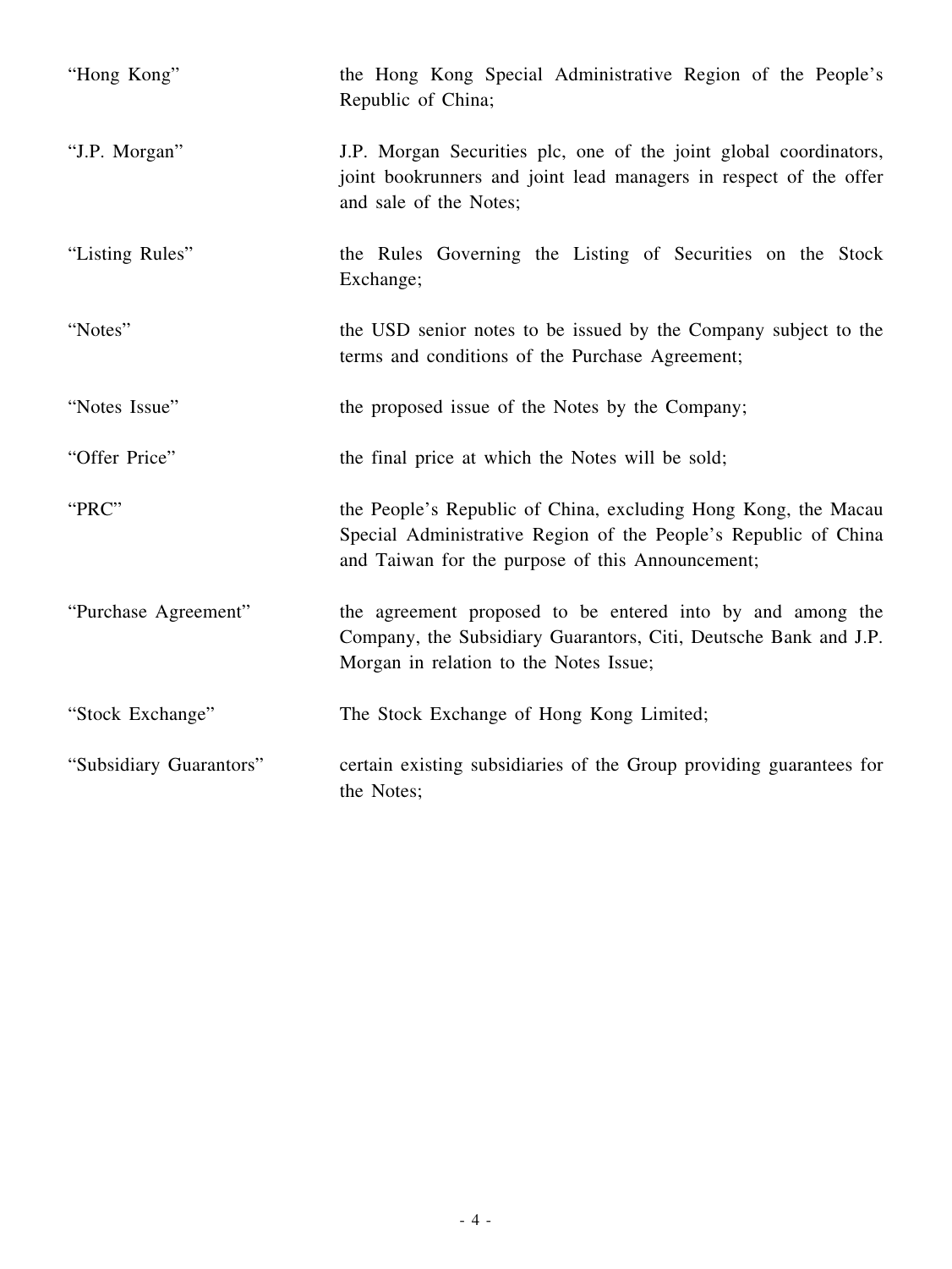| | |
|---|---|
| "Hong Kong" | the Hong Kong Special Administrative Region of the People's Republic of China; |
| "J.P. Morgan" | J.P. Morgan Securities plc, one of the joint global coordinators, joint bookrunners and joint lead managers in respect of the offer and sale of the Notes; |
| "Listing Rules" | the Rules Governing the Listing of Securities on the Stock Exchange; |
| "Notes" | the USD senior notes to be issued by the Company subject to the terms and conditions of the Purchase Agreement; |
| "Notes Issue" | the proposed issue of the Notes by the Company; |
| "Offer Price" | the final price at which the Notes will be sold; |
| "PRC" | the People's Republic of China, excluding Hong Kong, the Macau Special Administrative Region of the People's Republic of China and Taiwan for the purpose of this Announcement; |
| "Purchase Agreement" | the agreement proposed to be entered into by and among the Company, the Subsidiary Guarantors, Citi, Deutsche Bank and J.P. Morgan in relation to the Notes Issue; |
| "Stock Exchange" | The Stock Exchange of Hong Kong Limited; |
| "Subsidiary Guarantors" | certain existing subsidiaries of the Group providing guarantees for the Notes; |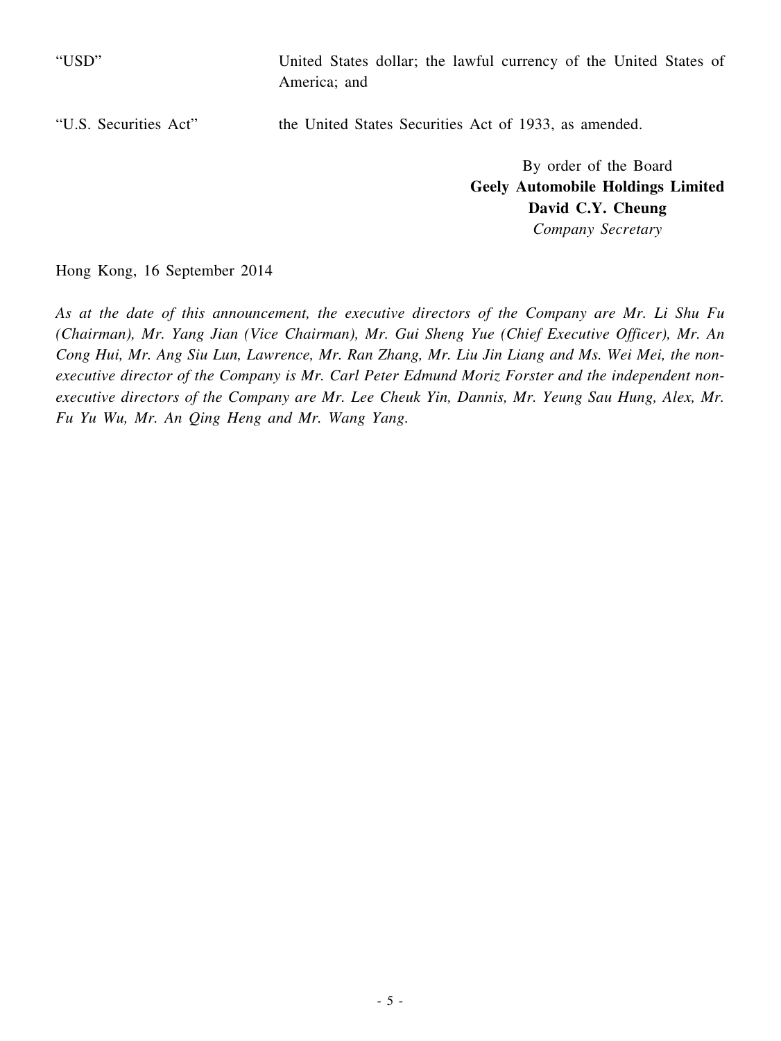| | |
|---|---|
| "USD" | United States dollar; the lawful currency of the United States of America; and |
| "U.S. Securities Act" | the United States Securities Act of 1933, as amended. |

By order of the Board
**Geely Automobile Holdings Limited**
**David C.Y. Cheung**
*Company Secretary*

Hong Kong, 16 September 2014

*As at the date of this announcement, the executive directors of the Company are Mr. Li Shu Fu (Chairman), Mr. Yang Jian (Vice Chairman), Mr. Gui Sheng Yue (Chief Executive Officer), Mr. An Cong Hui, Mr. Ang Siu Lun, Lawrence, Mr. Ran Zhang, Mr. Liu Jin Liang and Ms. Wei Mei, the non-executive director of the Company is Mr. Carl Peter Edmund Moriz Forster and the independent non-executive directors of the Company are Mr. Lee Cheuk Yin, Dannis, Mr. Yeung Sau Hung, Alex, Mr. Fu Yu Wu, Mr. An Qing Heng and Mr. Wang Yang.*